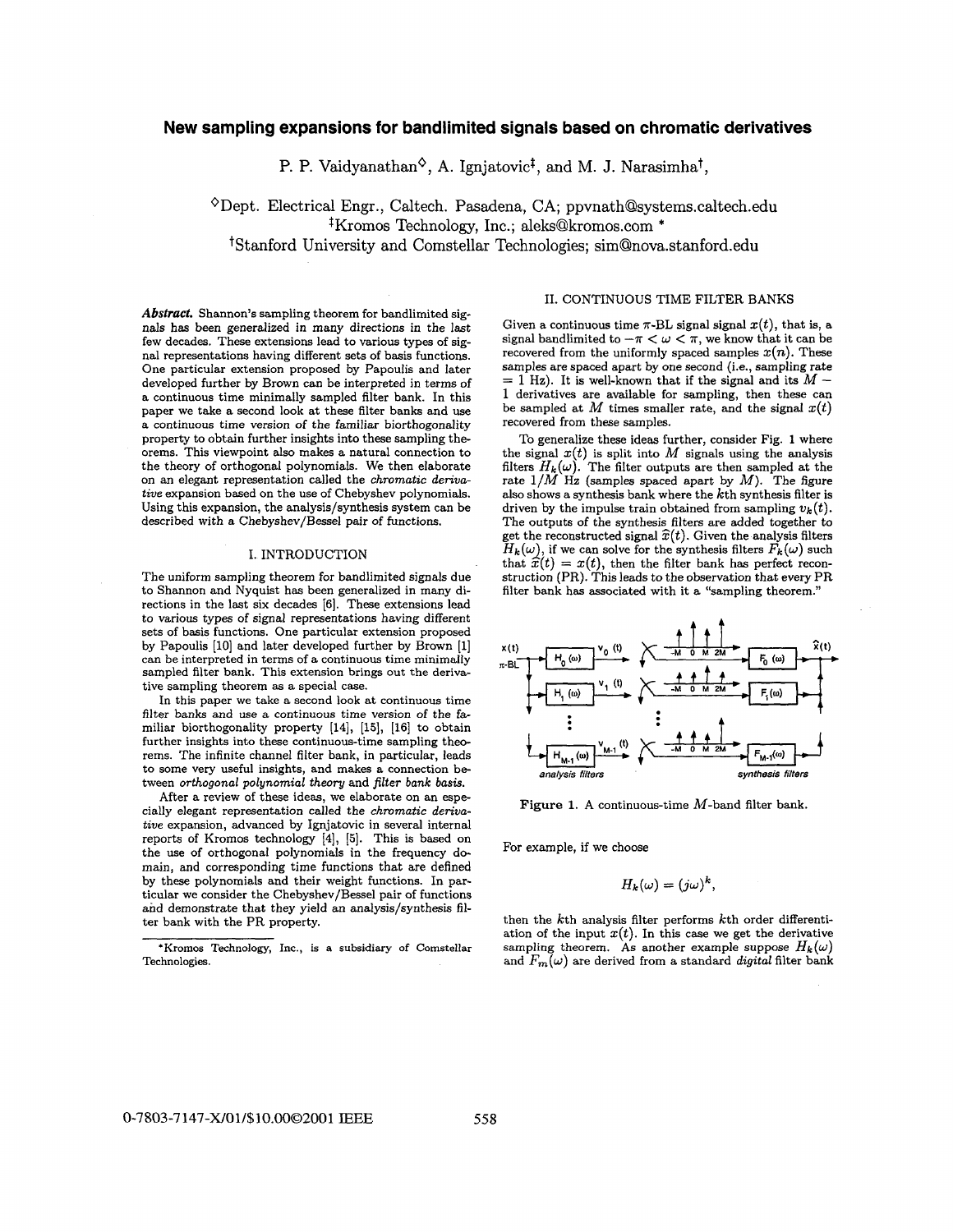# New sampling expansions for bandlimited signals based on chromatic derivatives

P. P. Vaidyanathan[◇], A. Ignjatovic[‡], and M. J. Narasimha[†],

[◇]Dept. Electrical Engr., Caltech. Pasadena, CA; ppvnath@systems.caltech.edu
[‡]Kromos Technology, Inc.; aleks@kromos.com *
[†]Stanford University and Comstellar Technologies; sim@nova.stanford.edu

***Abstract.*** Shannon's sampling theorem for bandlimited signals has been generalized in many directions in the last few decades. These extensions lead to various types of signal representations having different sets of basis functions. One particular extension proposed by Papoulis and later developed further by Brown can be interpreted in terms of a continuous time minimally sampled filter bank. In this paper we take a second look at these filter banks and use a continuous time version of the familiar biorthogonality property to obtain further insights into these sampling theorems. This viewpoint also makes a natural connection to the theory of orthogonal polynomials. We then elaborate on an elegant representation called the *chromatic derivative* expansion based on the use of Chebyshev polynomials. Using this expansion, the analysis/synthesis system can be described with a Chebyshev/Bessel pair of functions.

## I. INTRODUCTION

The uniform sampling theorem for bandlimited signals due to Shannon and Nyquist has been generalized in many directions in the last six decades. These extensions lead to various types of signal representations having different sets of basis functions. One particular extension proposed by Papoulis [10] and later developed further by Brown [1] can be interpreted in terms of a continuous time minimally sampled filter bank. This extension brings out the derivative sampling theorem as a special case.

In this paper we take a second look at continuous time filter banks and use a continuous time version of the familiar biorthogonality property [14], [15], [16] to obtain further insights into these continuous-time sampling theorems. The infinite channel filter bank, in particular, leads to some very useful insights, and makes a connection between *orthogonal polynomial theory* and *filter bank basis.*

After a review of these ideas, we elaborate on an especially elegant representation called the *chromatic derivative* expansion, advanced by Ignjatovic in several internal reports of Kromos technology [4], [5]. This is based on the use of orthogonal polynomials in the frequency domain, and corresponding time functions that are defined by these polynomials and their weight functions. In particular we consider the Chebyshev/Bessel pair of functions and demonstrate that they yield an analysis/synthesis filter bank with the PR property.

*Kromos Technology, Inc., is a subsidiary of Comstellar Technologies.

## II. CONTINUOUS TIME FILTER BANKS

Given a continuous time $\pi$-BL signal signal $x(t)$, that is, a signal bandlimited to $-\pi < \omega < \pi$, we know that it can be recovered from the uniformly spaced samples $x(n)$. These samples are spaced apart by one second (i.e., sampling rate = 1 Hz). It is well-known that if the signal and its $M - 1$ derivatives are available for sampling, then these can be sampled at $M$ times smaller rate, and the signal $x(t)$ recovered from these samples.

To generalize these ideas further, consider Fig. 1 where the signal $x(t)$ is split into $M$ signals using the analysis filters $H_k(\omega)$. The filter outputs are then sampled at the rate $1/M$ Hz (samples spaced apart by $M$). The figure also shows a synthesis bank where the $k$th synthesis filter is driven by the impulse train obtained from sampling $v_k(t)$. The outputs of the synthesis filters are added together to get the reconstructed signal $\widehat{x}(t)$. Given the analysis filters $H_k(\omega)$, if we can solve for the synthesis filters $F_k(\omega)$ such that $\widehat{x}(t) = x(t)$, then the filter bank has perfect reconstruction (PR). This leads to the observation that every PR filter bank has associated with it a "sampling theorem."

**Figure 1.** A continuous-time $M$-band filter bank.

For example, if we choose

$$H_k(\omega) = (j\omega)^k,$$

then the $k$th analysis filter performs $k$th order differentiation of the input $x(t)$. In this case we get the derivative sampling theorem. As another example suppose $H_k(\omega)$ and $F_m(\omega)$ are derived from a standard *digital* filter bank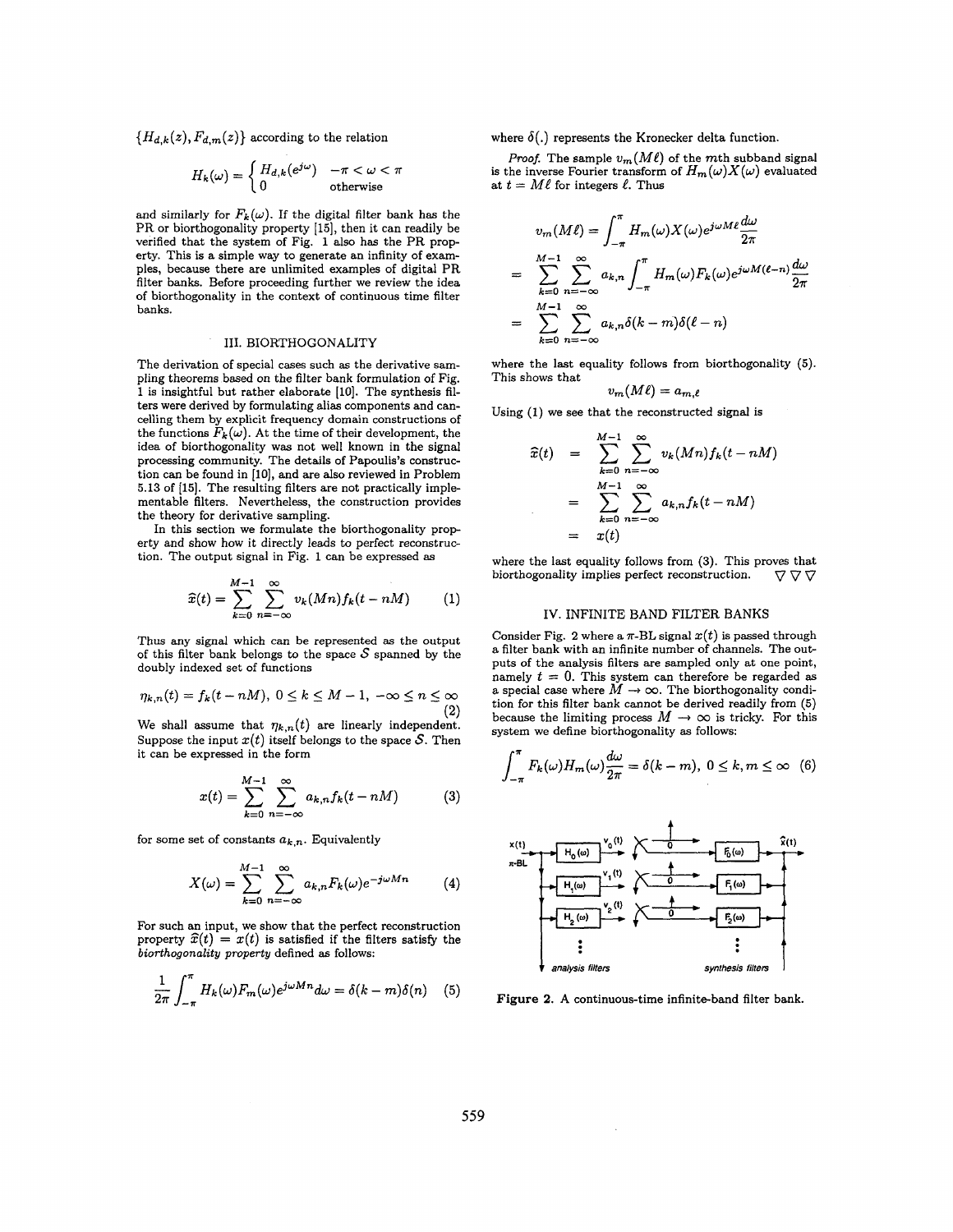$\{H_{d,k}(z), F_{d,m}(z)\}$ according to the relation

$$H_k(\omega) = \begin{cases} H_{d,k}(e^{j\omega}) & -\pi < \omega < \pi \\ 0 & \text{otherwise} \end{cases}$$

and similarly for $F_k(\omega)$. If the digital filter bank has the PR or biorthogonality property [15], then it can readily be verified that the system of Fig. 1 also has the PR property. This is a simple way to generate an infinity of examples, because there are unlimited examples of digital PR filter banks. Before proceeding further we review the idea of biorthogonality in the context of continuous time filter banks.

## III. BIORTHOGONALITY

The derivation of special cases such as the derivative sampling theorems based on the filter bank formulation of Fig. 1 is insightful but rather elaborate [10]. The synthesis filters were derived by formulating alias components and cancelling them by explicit frequency domain constructions of the functions $F_k(\omega)$. At the time of their development, the idea of biorthogonality was not well known in the signal processing community. The details of Papoulis's construction can be found in [10], and are also reviewed in Problem 5.13 of [15]. The resulting filters are not practically implementable filters. Nevertheless, the construction provides the theory for derivative sampling.

In this section we formulate the biorthogonality property and show how it directly leads to perfect reconstruction. The output signal in Fig. 1 can be expressed as

$$\widehat{x}(t) = \sum_{k=0}^{M-1} \sum_{n=-\infty}^{\infty} v_k(Mn) f_k(t - nM) \tag{1}$$

Thus any signal which can be represented as the output of this filter bank belongs to the space $\mathcal{S}$ spanned by the doubly indexed set of functions

$$\eta_{k,n}(t) = f_k(t - nM),\ 0 \leq k \leq M-1,\ -\infty \leq n \leq \infty \tag{2}$$

We shall assume that $\eta_{k,n}(t)$ are linearly independent. Suppose the input $x(t)$ itself belongs to the space $\mathcal{S}$. Then it can be expressed in the form

$$x(t) = \sum_{k=0}^{M-1} \sum_{n=-\infty}^{\infty} a_{k,n} f_k(t - nM) \tag{3}$$

for some set of constants $a_{k,n}$. Equivalently

$$X(\omega) = \sum_{k=0}^{M-1} \sum_{n=-\infty}^{\infty} a_{k,n} F_k(\omega) e^{-j\omega Mn} \tag{4}$$

For such an input, we show that the perfect reconstruction property $\widehat{x}(t) = x(t)$ is satisfied if the filters satisfy the *biorthogonality property* defined as follows:

$$\frac{1}{2\pi}\int_{-\pi}^{\pi} H_k(\omega) F_m(\omega) e^{j\omega Mn} d\omega = \delta(k-m)\delta(n) \tag{5}$$

where $\delta(.)$ represents the Kronecker delta function.

*Proof.* The sample $v_m(M\ell)$ of the $m$th subband signal is the inverse Fourier transform of $H_m(\omega)X(\omega)$ evaluated at $t = M\ell$ for integers $\ell$. Thus

$$\begin{aligned} v_m(M\ell) &= \int_{-\pi}^{\pi} H_m(\omega) X(\omega) e^{j\omega M\ell} \frac{d\omega}{2\pi} \\ &= \sum_{k=0}^{M-1} \sum_{n=-\infty}^{\infty} a_{k,n} \int_{-\pi}^{\pi} H_m(\omega) F_k(\omega) e^{j\omega M(\ell - n)} \frac{d\omega}{2\pi} \\ &= \sum_{k=0}^{M-1} \sum_{n=-\infty}^{\infty} a_{k,n} \delta(k-m)\delta(\ell - n) \end{aligned}$$

where the last equality follows from biorthogonality (5). This shows that

$$v_m(M\ell) = a_{m,\ell}$$

Using (1) we see that the reconstructed signal is

$$\begin{aligned} \widehat{x}(t) &= \sum_{k=0}^{M-1} \sum_{n=-\infty}^{\infty} v_k(Mn) f_k(t - nM) \\ &= \sum_{k=0}^{M-1} \sum_{n=-\infty}^{\infty} a_{k,n} f_k(t - nM) \\ &= x(t) \end{aligned}$$

where the last equality follows from (3). This proves that biorthogonality implies perfect reconstruction. $\nabla \nabla \nabla$

## IV. INFINITE BAND FILTER BANKS

Consider Fig. 2 where a $\pi$-BL signal $x(t)$ is passed through a filter bank with an infinite number of channels. The outputs of the analysis filters are sampled only at one point, namely $t = 0$. This system can therefore be regarded as a special case where $M \to \infty$. The biorthogonality condition for this filter bank cannot be derived readily from (5) because the limiting process $M \to \infty$ is tricky. For this system we define biorthogonality as follows:

$$\int_{-\pi}^{\pi} F_k(\omega) H_m(\omega) \frac{d\omega}{2\pi} = \delta(k-m),\ 0 \leq k, m \leq \infty \tag{6}$$

**Figure 2.** A continuous-time infinite-band filter bank.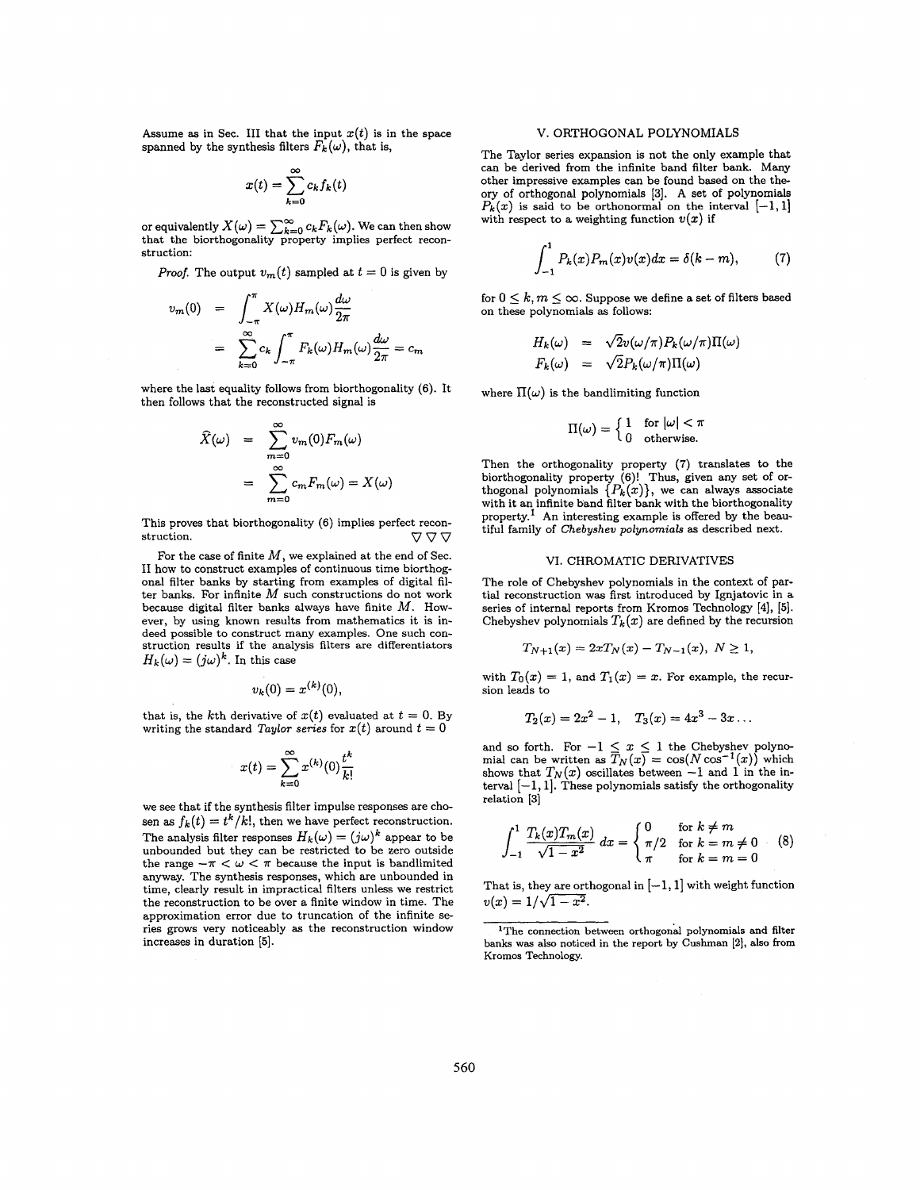Assume as in Sec. III that the input $x(t)$ is in the space spanned by the synthesis filters $F_k(\omega)$, that is,

$$x(t) = \sum_{k=0}^{\infty} c_k f_k(t)$$

or equivalently $X(\omega) = \sum_{k=0}^{\infty} c_k F_k(\omega)$. We can then show that the biorthogonality property implies perfect reconstruction:

*Proof.* The output $v_m(t)$ sampled at $t = 0$ is given by

$$\begin{aligned} v_m(0) &= \int_{-\pi}^{\pi} X(\omega) H_m(\omega) \frac{d\omega}{2\pi} \\ &= \sum_{k=0}^{\infty} c_k \int_{-\pi}^{\pi} F_k(\omega) H_m(\omega) \frac{d\omega}{2\pi} = c_m \end{aligned}$$

where the last equality follows from biorthogonality (6). It then follows that the reconstructed signal is

$$\begin{aligned} \widehat{X}(\omega) &= \sum_{m=0}^{\infty} v_m(0) F_m(\omega) \\ &= \sum_{m=0}^{\infty} c_m F_m(\omega) = X(\omega) \end{aligned}$$

This proves that biorthogonality (6) implies perfect reconstruction. $\nabla \nabla \nabla$

For the case of finite $M$, we explained at the end of Sec. II how to construct examples of continuous time biorthogonal filter banks by starting from examples of digital filter banks. For infinite $M$ such constructions do not work because digital filter banks always have finite $M$. However, by using known results from mathematics it is indeed possible to construct many examples. One such construction results if the analysis filters are differentiators $H_k(\omega) = (j\omega)^k$. In this case

$$v_k(0) = x^{(k)}(0),$$

that is, the $k$th derivative of $x(t)$ evaluated at $t = 0$. By writing the standard *Taylor series* for $x(t)$ around $t = 0$

$$x(t) = \sum_{k=0}^{\infty} x^{(k)}(0) \frac{t^k}{k!}$$

we see that if the synthesis filter impulse responses are chosen as $f_k(t) = t^k/k!$, then we have perfect reconstruction. The analysis filter responses $H_k(\omega) = (j\omega)^k$ appear to be unbounded but they can be restricted to be zero outside the range $-\pi < \omega < \pi$ because the input is bandlimited anyway. The synthesis responses, which are unbounded in time, clearly result in impractical filters unless we restrict the reconstruction to be over a finite window in time. The approximation error due to truncation of the infinite series grows very noticeably as the reconstruction window increases in duration [5].

## V. ORTHOGONAL POLYNOMIALS

The Taylor series expansion is not the only example that can be derived from the infinite band filter bank. Many other impressive examples can be found based on the theory of orthogonal polynomials [3]. A set of polynomials $P_k(x)$ is said to be orthonormal on the interval $[-1, 1]$ with respect to a weighting function $v(x)$ if

$$\int_{-1}^{1} P_k(x) P_m(x) v(x) dx = \delta(k - m), \tag{7}$$

for $0 \leq k, m \leq \infty$. Suppose we define a set of filters based on these polynomials as follows:

$$\begin{aligned} H_k(\omega) &= \sqrt{2} v(\omega/\pi) P_k(\omega/\pi) \Pi(\omega) \\ F_k(\omega) &= \sqrt{2} P_k(\omega/\pi) \Pi(\omega) \end{aligned}$$

where $\Pi(\omega)$ is the bandlimiting function

$$\Pi(\omega) = \begin{cases} 1 & \text{for } |\omega| < \pi \\ 0 & \text{otherwise.} \end{cases}$$

Then the orthogonality property (7) translates to the biorthogonality property (6)! Thus, given any set of orthogonal polynomials $\{P_k(x)\}$, we can always associate with it an infinite band filter bank with the biorthogonality property.[1] An interesting example is offered by the beautiful family of *Chebyshev polynomials* as described next.

## VI. CHROMATIC DERIVATIVES

The role of Chebyshev polynomials in the context of partial reconstruction was first introduced by Ignjatovic in a series of internal reports from Kromos Technology [4], [5]. Chebyshev polynomials $T_k(x)$ are defined by the recursion

$$T_{N+1}(x) = 2x T_N(x) - T_{N-1}(x), \; N \geq 1,$$

with $T_0(x) = 1$, and $T_1(x) = x$. For example, the recursion leads to

$$T_2(x) = 2x^2 - 1, \quad T_3(x) = 4x^3 - 3x \ldots$$

and so forth. For $-1 \leq x \leq 1$ the Chebyshev polynomial can be written as $T_N(x) = \cos(N \cos^{-1}(x))$ which shows that $T_N(x)$ oscillates between $-1$ and $1$ in the interval $[-1, 1]$. These polynomials satisfy the orthogonality relation [3]

$$\int_{-1}^{1} \frac{T_k(x) T_m(x)}{\sqrt{1 - x^2}} dx = \begin{cases} 0 & \text{for } k \neq m \\ \pi/2 & \text{for } k = m \neq 0 \\ \pi & \text{for } k = m = 0 \end{cases} \tag{8}$$

That is, they are orthogonal in $[-1, 1]$ with weight function $v(x) = 1/\sqrt{1 - x^2}$.

[1] The connection between orthogonal polynomials and filter banks was also noticed in the report by Cushman [2], also from Kromos Technology.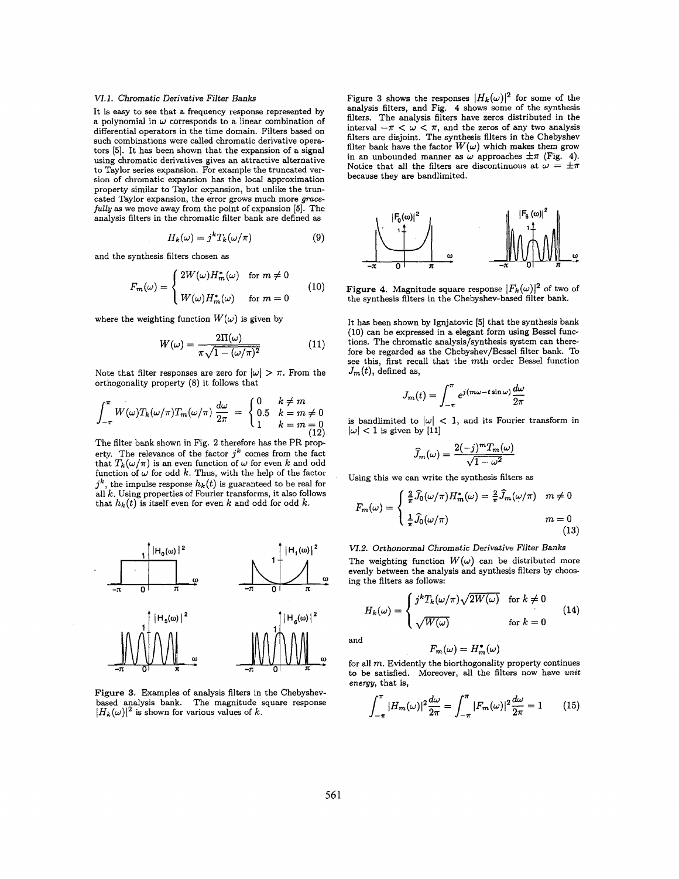### VI.1. Chromatic Derivative Filter Banks

It is easy to see that a frequency response represented by a polynomial in $\omega$ corresponds to a linear combination of differential operators in the time domain. Filters based on such combinations were called chromatic derivative operators [5]. It has been shown that the expansion of a signal using chromatic derivatives gives an attractive alternative to Taylor series expansion. For example the truncated version of chromatic expansion has the local approximation property similar to Taylor expansion, but unlike the truncated Taylor expansion, the error grows much more *gracefully* as we move away from the point of expansion [5]. The analysis filters in the chromatic filter bank are defined as

$$H_k(\omega) = j^k T_k(\omega/\pi) \tag{9}$$

and the synthesis filters chosen as

$$F_m(\omega) = \begin{cases} 2W(\omega)H_m^*(\omega) & \text{for } m \neq 0 \\ W(\omega)H_m^*(\omega) & \text{for } m = 0 \end{cases} \tag{10}$$

where the weighting function $W(\omega)$ is given by

$$W(\omega) = \frac{2\Pi(\omega)}{\pi\sqrt{1-(\omega/\pi)^2}} \tag{11}$$

Note that filter responses are zero for $|\omega| > \pi$. From the orthogonality property (8) it follows that

$$\int_{-\pi}^{\pi} W(\omega)T_k(\omega/\pi)T_m(\omega/\pi)\,\frac{d\omega}{2\pi} = \begin{cases} 0 & k \neq m \\ 0.5 & k = m \neq 0 \\ 1 & k = m = 0 \end{cases} \tag{12}$$

The filter bank shown in Fig. 2 therefore has the PR property. The relevance of the factor $j^k$ comes from the fact that $T_k(\omega/\pi)$ is an even function of $\omega$ for even $k$ and odd function of $\omega$ for odd $k$. Thus, with the help of the factor $j^k$, the impulse response $h_k(t)$ is guaranteed to be real for all $k$. Using properties of Fourier transforms, it also follows that $h_k(t)$ is itself even for even $k$ and odd for odd $k$.

**Figure 3.** Examples of analysis filters in the Chebyshev-based analysis bank. The magnitude square response $|H_k(\omega)|^2$ is shown for various values of $k$.

Figure 3 shows the responses $|H_k(\omega)|^2$ for some of the analysis filters, and Fig. 4 shows some of the synthesis filters. The analysis filters have zeros distributed in the interval $-\pi < \omega < \pi$, and the zeros of any two analysis filters are disjoint. The synthesis filters in the Chebyshev filter bank have the factor $W(\omega)$ which makes them grow in an unbounded manner as $\omega$ approaches $\pm\pi$ (Fig. 4). Notice that all the filters are discontinuous at $\omega = \pm\pi$ because they are bandlimited.

**Figure 4.** Magnitude square response $|F_k(\omega)|^2$ of two of the synthesis filters in the Chebyshev-based filter bank.

It has been shown by Ignjatovic [5] that the synthesis bank (10) can be expressed in a elegant form using Bessel functions. The chromatic analysis/synthesis system can therefore be regarded as the Chebyshev/Bessel filter bank. To see this, first recall that the $m$th order Bessel function $J_m(t)$, defined as,

$$J_m(t) = \int_{-\pi}^{\pi} e^{j(m\omega - t\sin\omega)}\,\frac{d\omega}{2\pi}$$

is bandlimited to $|\omega| < 1$, and its Fourier transform in $|\omega| < 1$ is given by [11]

$$\widehat{J}_m(\omega) = \frac{2(-j)^m T_m(\omega)}{\sqrt{1-\omega^2}}$$

Using this we can write the synthesis filters as

$$F_m(\omega) = \begin{cases} \frac{2}{\pi}\widehat{J}_0(\omega/\pi)H_m^*(\omega) = \frac{2}{\pi}\widehat{J}_m(\omega/\pi) & m \neq 0 \\ \frac{1}{\pi}\widehat{J}_0(\omega/\pi) & m = 0 \end{cases} \tag{13}$$

### VI.2. Orthonormal Chromatic Derivative Filter Banks

The weighting function $W(\omega)$ can be distributed more evenly between the analysis and synthesis filters by choosing the filters as follows:

$$H_k(\omega) = \begin{cases} j^k T_k(\omega/\pi)\sqrt{2W(\omega)} & \text{for } k \neq 0 \\ \sqrt{W(\omega)} & \text{for } k = 0 \end{cases} \tag{14}$$

and

$$F_m(\omega) = H_m^*(\omega)$$

for all $m$. Evidently the biorthogonality property continues to be satisfied. Moreover, all the filters now have *unit energy*, that is,

$$\int_{-\pi}^{\pi} |H_m(\omega)|^2 \frac{d\omega}{2\pi} = \int_{-\pi}^{\pi} |F_m(\omega)|^2 \frac{d\omega}{2\pi} = 1 \tag{15}$$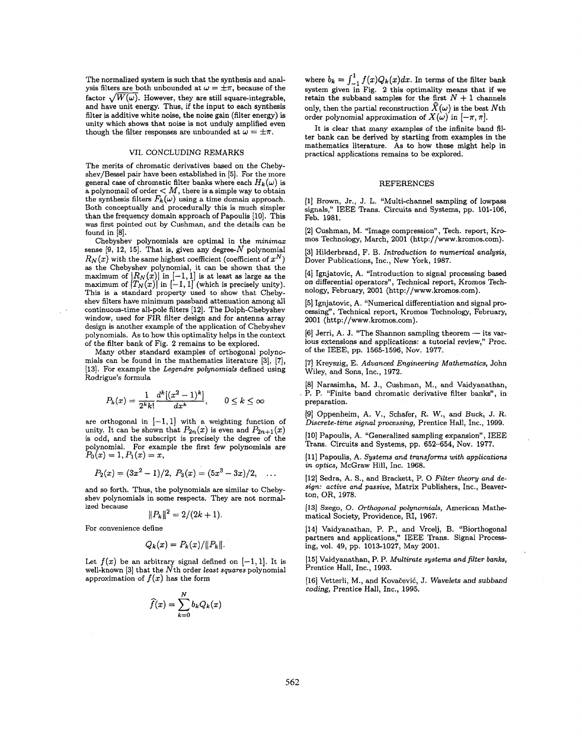The normalized system is such that the synthesis and analysis filters are both unbounded at $\omega = \pm\pi$, because of the factor $\sqrt{W(\omega)}$. However, they are still square-integrable, and have unit energy. Thus, if the input to each synthesis filter is additive white noise, the noise gain (filter energy) is unity which shows that noise is not unduly amplified even though the filter responses are unbounded at $\omega = \pm\pi$.

## VII. CONCLUDING REMARKS

The merits of chromatic derivatives based on the Chebyshev/Bessel pair have been established in [5]. For the more general case of chromatic filter banks where each $H_k(\omega)$ is a polynomail of order $< M$, there is a simple way to obtain the synthesis filters $F_k(\omega)$ using a time domain approach. Both conceptually and procedurally this is much simpler than the frequency domain approach of Papoulis [10]. This was first pointed out by Cushman, and the details can be found in [8].

Chebyshev polynomials are optimal in the *minimax* sense [9, 12, 15]. That is, given any degree-$N$ polynomial $R_N(x)$ with the same highest coefficient (coefficient of $x^N$) as the Chebyshev polynomial, it can be shown that the maximum of $|R_N(x)|$ in $[-1,1]$ is at least as large as the maximum of $|T_N(x)|$ in $[-1,1]$ (which is precisely unity). This is a standard property used to show that Chebyshev filters have minimum passband attenuation among all continuous-time all-pole filters [12]. The Dolph-Chebyshev window, used for FIR filter design and for antenna array design is another example of the application of Chebyshev polynomials. As to how this optimality helps in the context of the filter bank of Fig. 2 remains to be explored.

Many other standard examples of orthogonal polynomials can be found in the mathematics literature [3], [7], [13]. For example the *Legendre polynomials* defined using Rodrigue's formula

$$P_k(x) = \frac{1}{2^k k!}\frac{d^k[(x^2-1)^k]}{dx^k}, \qquad 0 \le k \le \infty$$

are orthogonal in $[-1,1]$ with a weighting function of unity. It can be shown that $P_{2n}(x)$ is even and $P_{2n+1}(x)$ is odd, and the subscript is precisely the degree of the polynomial. For example the first few polynomials are $P_0(x) = 1, P_1(x) = x$,

$$P_2(x) = (3x^2-1)/2,\ P_3(x) = (5x^3-3x)/2, \quad \ldots$$

and so forth. Thus, the polynomials are similar to Chebyshev polynomials in some respects. They are not normalized because

$$\|P_k\|^2 = 2/(2k+1).$$

For convenience define

$$Q_k(x) = P_k(x)/\|P_k\|.$$

Let $f(x)$ be an arbitrary signal defined on $[-1,1]$. It is well-known [3] that the $N$th order *least squares* polynomial approximation of $f(x)$ has the form

$$\widehat{f}(x) = \sum_{k=0}^{N} b_k Q_k(x)$$

where $b_k = \int_{-1}^{1} f(x)Q_k(x)dx$. In terms of the filter bank system given in Fig. 2 this optimality means that if we retain the subband samples for the first $N+1$ channels only, then the partial reconstruction $\widehat{X}(\omega)$ is the best $N$th order polynomial approximation of $X(\omega)$ in $[-\pi,\pi]$.

It is clear that many examples of the infinite band filter bank can be derived by starting from examples in the mathematics literature. As to how these might help in practical applications remains to be explored.

## REFERENCES

[1] Brown, Jr., J. L. "Multi-channel sampling of lowpass signals," IEEE Trans. Circuits and Systems, pp. 101-106, Feb. 1981.

[2] Cushman, M. "Image compression", Tech. report, Kromos Technology, March, 2001 (http://www.kromos.com).

[3] Hilderbrand, F. B. *Introduction to numerical analysis,* Dover Publications, Inc., New York, 1987.

[4] Ignjatovic, A. "Introduction to signal processing based on differential operators", Technical report, Kromos Technology, February, 2001 (http://www.kromos.com).

[5] Ignjatovic, A. "Numerical differentiation and signal processing", Technical report, Kromos Technology, February, 2001 (http://www.kromos.com).

[6] Jerri, A. J. "The Shannon sampling theorem — its various extensions and applications: a tutorial review," Proc. of the IEEE, pp. 1565-1596, Nov. 1977.

[7] Kreyszig, E. *Advanced Engineering Mathematics,* John Wiley, and Sons, Inc., 1972.

[8] Narasimha, M. J., Cushman, M., and Vaidyanathan, P. P. "Finite band chromatic derivative filter banks", in preparation.

[9] Oppenheim, A. V., Schafer, R. W., and Buck, J. R. *Discrete-time signal processing,* Prentice Hall, Inc., 1999.

[10] Papoulis, A. "Generalized sampling expansion", IEEE Trans. Circuits and Systems, pp. 652-654, Nov. 1977.

[11] Papoulis, A. *Systems and transforms with applications in optics,* McGraw Hill, Inc. 1968.

[12] Sedra, A. S., and Brackett, P. O *Filter theory and design: active and passive,* Matrix Publishers, Inc., Beaverton, OR, 1978.

[13] Szego, O. *Orthogonal polynomials,* American Mathematical Society, Providence, RI, 1967.

[14] Vaidyanathan, P. P., and Vrcelj, B. "Biorthogonal partners and applications," IEEE Trans. Signal Processing, vol. 49, pp. 1013-1027, May 2001.

[15] Vaidyanathan, P. P. *Multirate systems and filter banks,* Prentice Hall, Inc., 1993.

[16] Vetterli, M., and Kovačević, J. *Wavelets and subband coding,* Prentice Hall, Inc., 1995.